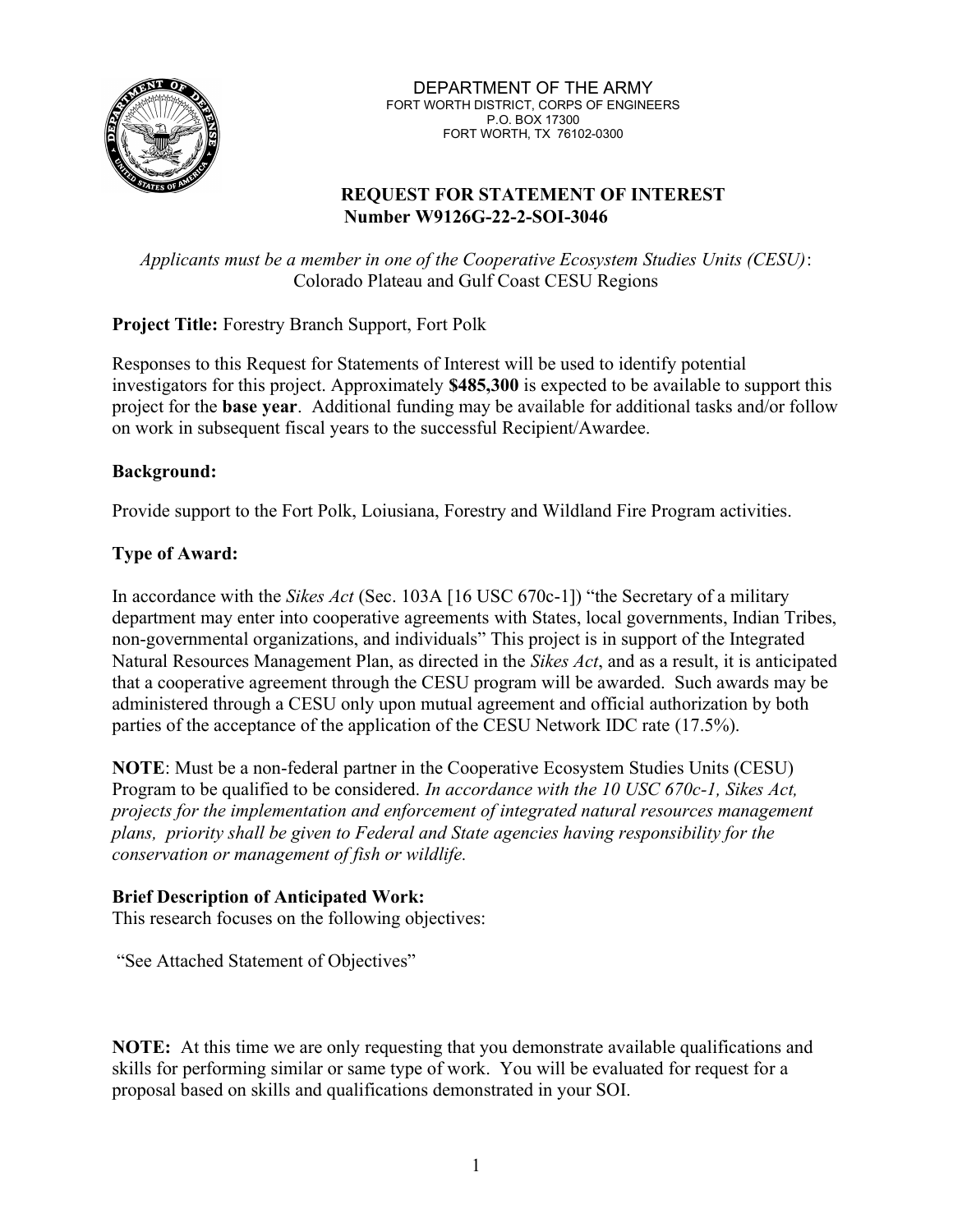DEPARTMENT OF THE ARMY
FORT WORTH DISTRICT, CORPS OF ENGINEERS
P.O. BOX 17300
FORT WORTH, TX 76102-0300

# REQUEST FOR STATEMENT OF INTEREST
## Number W9126G-22-2-SOI-3046

*Applicants must be a member in one of the Cooperative Ecosystem Studies Units (CESU)*:
Colorado Plateau and Gulf Coast CESU Regions

**Project Title:** Forestry Branch Support, Fort Polk

Responses to this Request for Statements of Interest will be used to identify potential investigators for this project. Approximately **$485,300** is expected to be available to support this project for the **base year**. Additional funding may be available for additional tasks and/or follow on work in subsequent fiscal years to the successful Recipient/Awardee.

**Background:**

Provide support to the Fort Polk, Loiusiana, Forestry and Wildland Fire Program activities.

**Type of Award:**

In accordance with the *Sikes Act* (Sec. 103A [16 USC 670c-1]) "the Secretary of a military department may enter into cooperative agreements with States, local governments, Indian Tribes, non-governmental organizations, and individuals" This project is in support of the Integrated Natural Resources Management Plan, as directed in the *Sikes Act*, and as a result, it is anticipated that a cooperative agreement through the CESU program will be awarded. Such awards may be administered through a CESU only upon mutual agreement and official authorization by both parties of the acceptance of the application of the CESU Network IDC rate (17.5%).

**NOTE**: Must be a non-federal partner in the Cooperative Ecosystem Studies Units (CESU) Program to be qualified to be considered. *In accordance with the 10 USC 670c-1, Sikes Act, projects for the implementation and enforcement of integrated natural resources management plans, priority shall be given to Federal and State agencies having responsibility for the conservation or management of fish or wildlife.*

**Brief Description of Anticipated Work:**
This research focuses on the following objectives:

"See Attached Statement of Objectives"

**NOTE:** At this time we are only requesting that you demonstrate available qualifications and skills for performing similar or same type of work. You will be evaluated for request for a proposal based on skills and qualifications demonstrated in your SOI.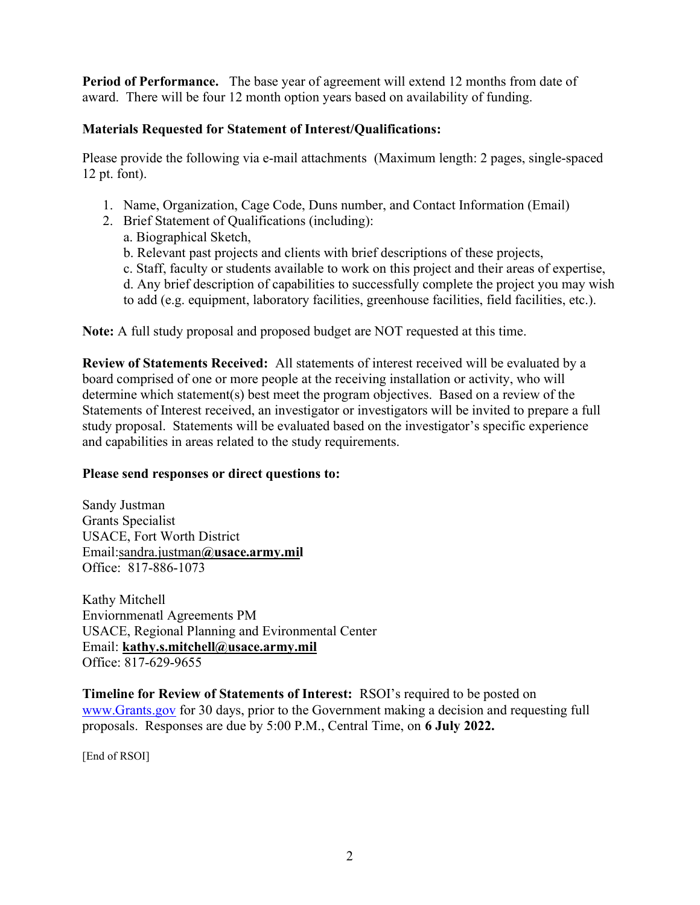**Period of Performance.** The base year of agreement will extend 12 months from date of award. There will be four 12 month option years based on availability of funding.

**Materials Requested for Statement of Interest/Qualifications:**

Please provide the following via e-mail attachments (Maximum length: 2 pages, single-spaced 12 pt. font).

1. Name, Organization, Cage Code, Duns number, and Contact Information (Email)
2. Brief Statement of Qualifications (including):
   a. Biographical Sketch,
   b. Relevant past projects and clients with brief descriptions of these projects,
   c. Staff, faculty or students available to work on this project and their areas of expertise,
   d. Any brief description of capabilities to successfully complete the project you may wish to add (e.g. equipment, laboratory facilities, greenhouse facilities, field facilities, etc.).

**Note:** A full study proposal and proposed budget are NOT requested at this time.

**Review of Statements Received:** All statements of interest received will be evaluated by a board comprised of one or more people at the receiving installation or activity, who will determine which statement(s) best meet the program objectives. Based on a review of the Statements of Interest received, an investigator or investigators will be invited to prepare a full study proposal. Statements will be evaluated based on the investigator's specific experience and capabilities in areas related to the study requirements.

**Please send responses or direct questions to:**

Sandy Justman
Grants Specialist
USACE, Fort Worth District
Email:sandra.justman**@usace.army.mil**
Office: 817-886-1073

Kathy Mitchell
Enviornmenatl Agreements PM
USACE, Regional Planning and Evironmental Center
Email: **kathy.s.mitchell@usace.army.mil**
Office: 817-629-9655

**Timeline for Review of Statements of Interest:** RSOI's required to be posted on www.Grants.gov for 30 days, prior to the Government making a decision and requesting full proposals. Responses are due by 5:00 P.M., Central Time, on **6 July 2022.**

[End of RSOI]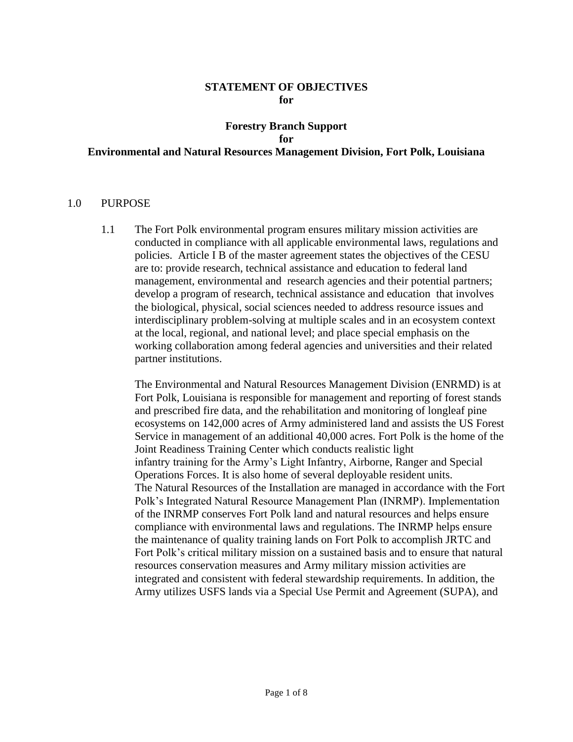**STATEMENT OF OBJECTIVES**
**for**

**Forestry Branch Support**
**for**
**Environmental and Natural Resources Management Division, Fort Polk, Louisiana**

1.0 PURPOSE

1.1 The Fort Polk environmental program ensures military mission activities are conducted in compliance with all applicable environmental laws, regulations and policies. Article I B of the master agreement states the objectives of the CESU are to: provide research, technical assistance and education to federal land management, environmental and research agencies and their potential partners; develop a program of research, technical assistance and education that involves the biological, physical, social sciences needed to address resource issues and interdisciplinary problem-solving at multiple scales and in an ecosystem context at the local, regional, and national level; and place special emphasis on the working collaboration among federal agencies and universities and their related partner institutions.

The Environmental and Natural Resources Management Division (ENRMD) is at Fort Polk, Louisiana is responsible for management and reporting of forest stands and prescribed fire data, and the rehabilitation and monitoring of longleaf pine ecosystems on 142,000 acres of Army administered land and assists the US Forest Service in management of an additional 40,000 acres. Fort Polk is the home of the Joint Readiness Training Center which conducts realistic light infantry training for the Army's Light Infantry, Airborne, Ranger and Special Operations Forces. It is also home of several deployable resident units. The Natural Resources of the Installation are managed in accordance with the Fort Polk's Integrated Natural Resource Management Plan (INRMP). Implementation of the INRMP conserves Fort Polk land and natural resources and helps ensure compliance with environmental laws and regulations. The INRMP helps ensure the maintenance of quality training lands on Fort Polk to accomplish JRTC and Fort Polk's critical military mission on a sustained basis and to ensure that natural resources conservation measures and Army military mission activities are integrated and consistent with federal stewardship requirements. In addition, the Army utilizes USFS lands via a Special Use Permit and Agreement (SUPA), and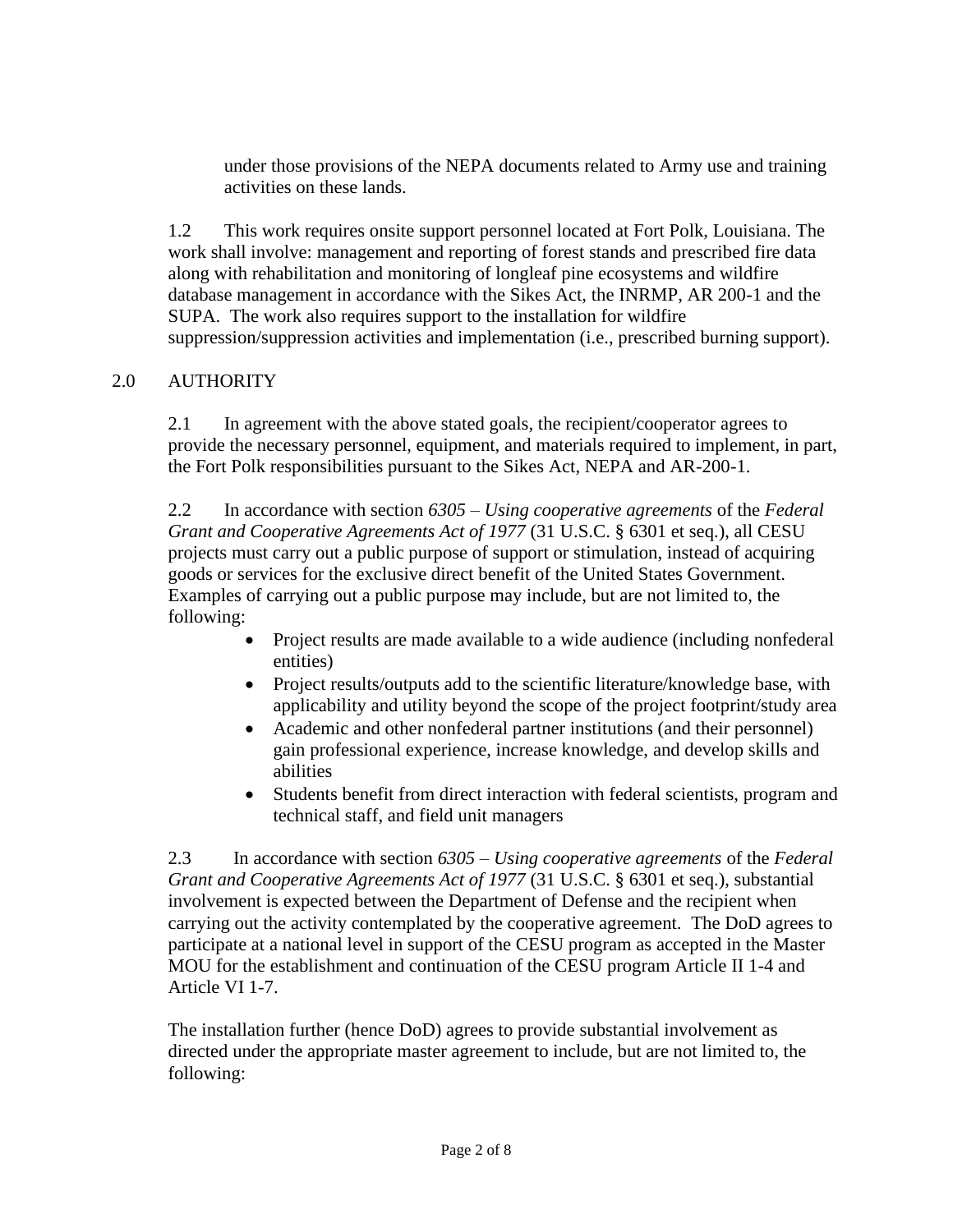under those provisions of the NEPA documents related to Army use and training activities on these lands.

1.2 This work requires onsite support personnel located at Fort Polk, Louisiana. The work shall involve: management and reporting of forest stands and prescribed fire data along with rehabilitation and monitoring of longleaf pine ecosystems and wildfire database management in accordance with the Sikes Act, the INRMP, AR 200-1 and the SUPA. The work also requires support to the installation for wildfire suppression/suppression activities and implementation (i.e., prescribed burning support).

## 2.0 AUTHORITY

2.1 In agreement with the above stated goals, the recipient/cooperator agrees to provide the necessary personnel, equipment, and materials required to implement, in part, the Fort Polk responsibilities pursuant to the Sikes Act, NEPA and AR-200-1.

2.2 In accordance with section *6305 – Using cooperative agreements* of the *Federal Grant and Cooperative Agreements Act of 1977* (31 U.S.C. § 6301 et seq.), all CESU projects must carry out a public purpose of support or stimulation, instead of acquiring goods or services for the exclusive direct benefit of the United States Government. Examples of carrying out a public purpose may include, but are not limited to, the following:

- Project results are made available to a wide audience (including nonfederal entities)
- Project results/outputs add to the scientific literature/knowledge base, with applicability and utility beyond the scope of the project footprint/study area
- Academic and other nonfederal partner institutions (and their personnel) gain professional experience, increase knowledge, and develop skills and abilities
- Students benefit from direct interaction with federal scientists, program and technical staff, and field unit managers

2.3 In accordance with section *6305 – Using cooperative agreements* of the *Federal Grant and Cooperative Agreements Act of 1977* (31 U.S.C. § 6301 et seq.), substantial involvement is expected between the Department of Defense and the recipient when carrying out the activity contemplated by the cooperative agreement. The DoD agrees to participate at a national level in support of the CESU program as accepted in the Master MOU for the establishment and continuation of the CESU program Article II 1-4 and Article VI 1-7.

The installation further (hence DoD) agrees to provide substantial involvement as directed under the appropriate master agreement to include, but are not limited to, the following: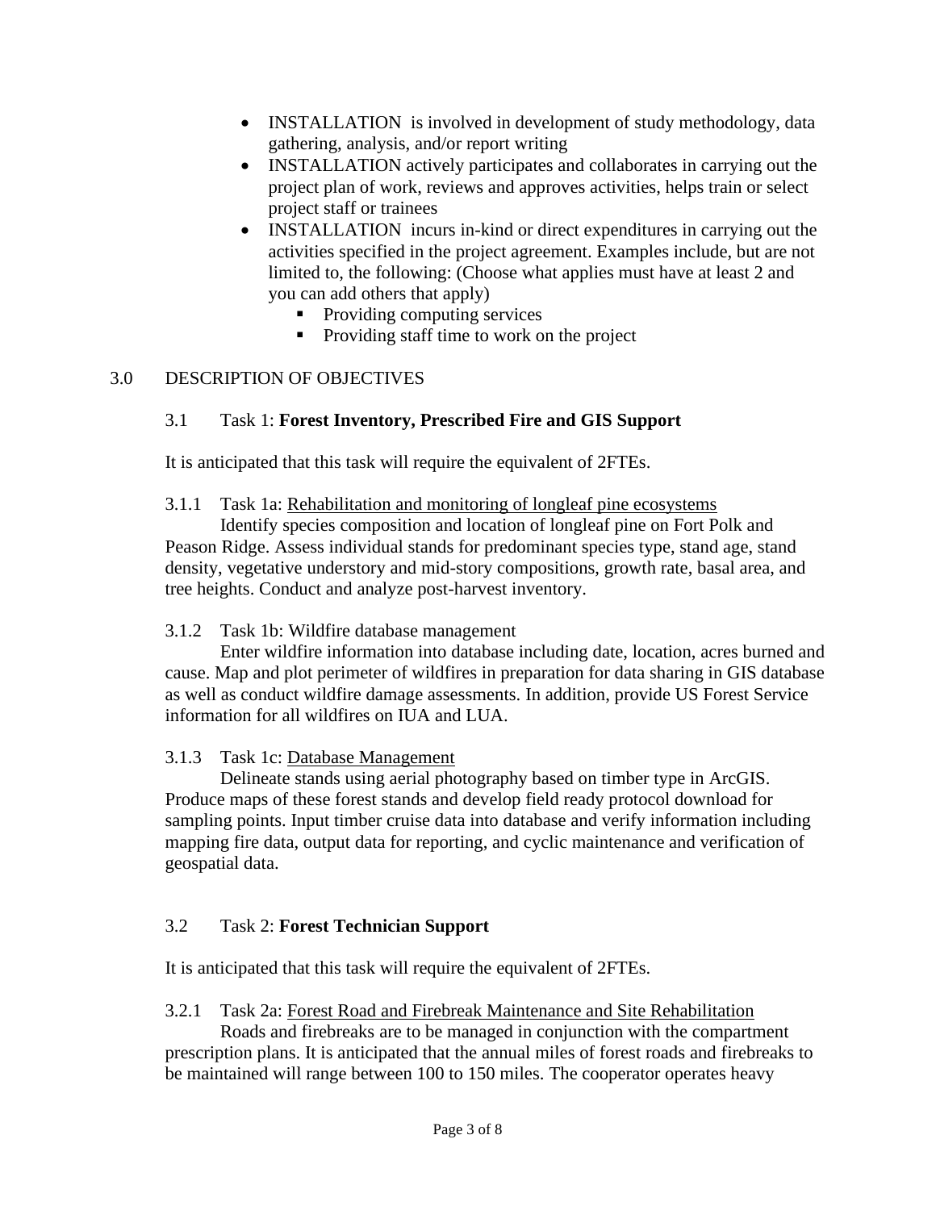- INSTALLATION  is involved in development of study methodology, data gathering, analysis, and/or report writing
- INSTALLATION actively participates and collaborates in carrying out the project plan of work, reviews and approves activities, helps train or select project staff or trainees
- INSTALLATION  incurs in-kind or direct expenditures in carrying out the activities specified in the project agreement. Examples include, but are not limited to, the following: (Choose what applies must have at least 2 and you can add others that apply)
  - Providing computing services
  - Providing staff time to work on the project

## 3.0 DESCRIPTION OF OBJECTIVES

### 3.1 Task 1: **Forest Inventory, Prescribed Fire and GIS Support**

It is anticipated that this task will require the equivalent of 2FTEs.

#### 3.1.1 Task 1a: <u>Rehabilitation and monitoring of longleaf pine ecosystems</u>

Identify species composition and location of longleaf pine on Fort Polk and Peason Ridge. Assess individual stands for predominant species type, stand age, stand density, vegetative understory and mid-story compositions, growth rate, basal area, and tree heights. Conduct and analyze post-harvest inventory.

#### 3.1.2 Task 1b: Wildfire database management

Enter wildfire information into database including date, location, acres burned and cause. Map and plot perimeter of wildfires in preparation for data sharing in GIS database as well as conduct wildfire damage assessments. In addition, provide US Forest Service information for all wildfires on IUA and LUA.

#### 3.1.3 Task 1c: <u>Database Management</u>

Delineate stands using aerial photography based on timber type in ArcGIS. Produce maps of these forest stands and develop field ready protocol download for sampling points. Input timber cruise data into database and verify information including mapping fire data, output data for reporting, and cyclic maintenance and verification of geospatial data.

### 3.2 Task 2: **Forest Technician Support**

It is anticipated that this task will require the equivalent of 2FTEs.

#### 3.2.1 Task 2a: <u>Forest Road and Firebreak Maintenance and Site Rehabilitation</u>

Roads and firebreaks are to be managed in conjunction with the compartment prescription plans. It is anticipated that the annual miles of forest roads and firebreaks to be maintained will range between 100 to 150 miles. The cooperator operates heavy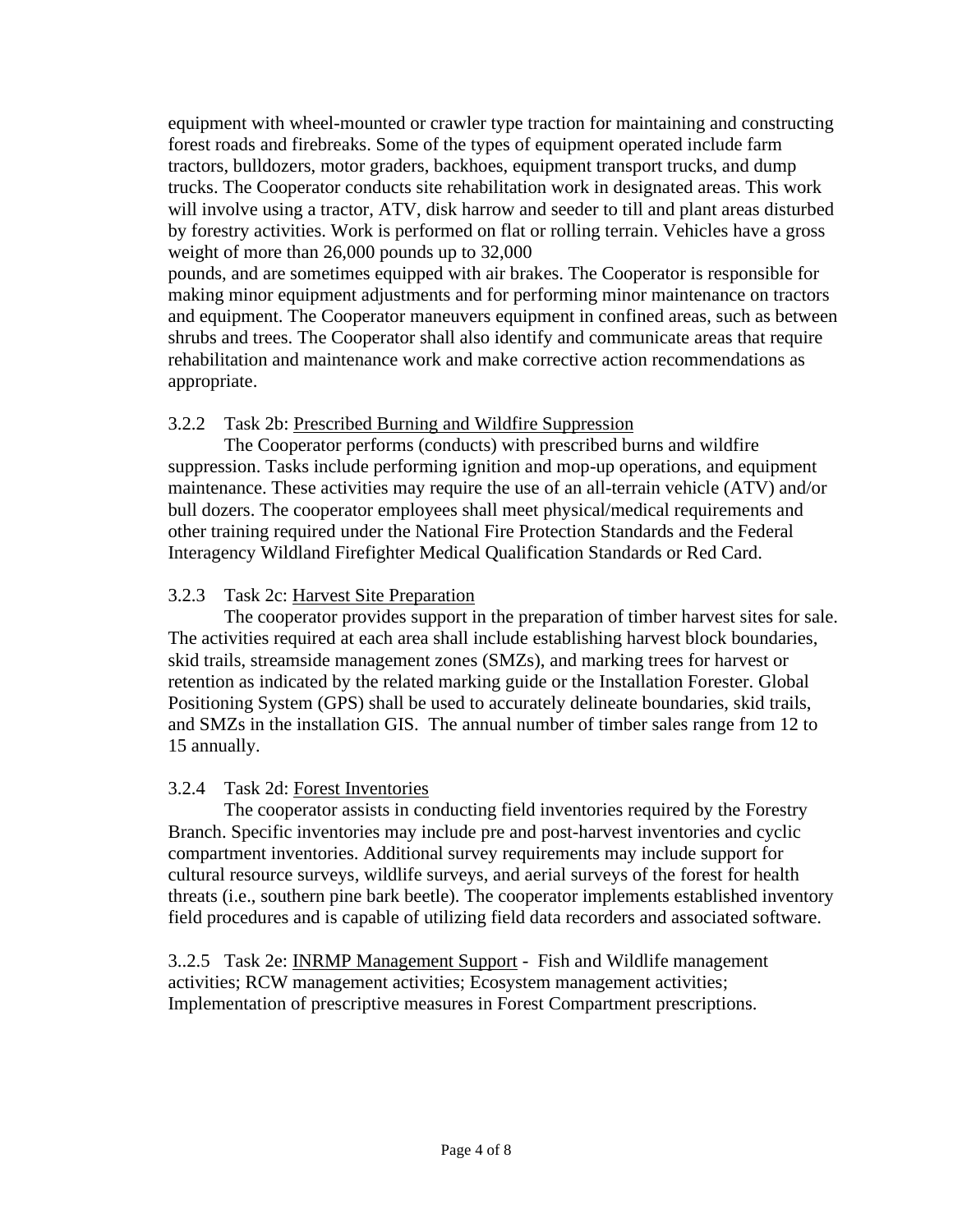equipment with wheel-mounted or crawler type traction for maintaining and constructing forest roads and firebreaks. Some of the types of equipment operated include farm tractors, bulldozers, motor graders, backhoes, equipment transport trucks, and dump trucks. The Cooperator conducts site rehabilitation work in designated areas. This work will involve using a tractor, ATV, disk harrow and seeder to till and plant areas disturbed by forestry activities. Work is performed on flat or rolling terrain. Vehicles have a gross weight of more than 26,000 pounds up to 32,000 pounds, and are sometimes equipped with air brakes. The Cooperator is responsible for making minor equipment adjustments and for performing minor maintenance on tractors and equipment. The Cooperator maneuvers equipment in confined areas, such as between shrubs and trees. The Cooperator shall also identify and communicate areas that require rehabilitation and maintenance work and make corrective action recommendations as appropriate.

3.2.2 Task 2b: Prescribed Burning and Wildfire Suppression

The Cooperator performs (conducts) with prescribed burns and wildfire suppression. Tasks include performing ignition and mop-up operations, and equipment maintenance. These activities may require the use of an all-terrain vehicle (ATV) and/or bull dozers. The cooperator employees shall meet physical/medical requirements and other training required under the National Fire Protection Standards and the Federal Interagency Wildland Firefighter Medical Qualification Standards or Red Card.

3.2.3 Task 2c: Harvest Site Preparation

The cooperator provides support in the preparation of timber harvest sites for sale. The activities required at each area shall include establishing harvest block boundaries, skid trails, streamside management zones (SMZs), and marking trees for harvest or retention as indicated by the related marking guide or the Installation Forester. Global Positioning System (GPS) shall be used to accurately delineate boundaries, skid trails, and SMZs in the installation GIS. The annual number of timber sales range from 12 to 15 annually.

3.2.4 Task 2d: Forest Inventories

The cooperator assists in conducting field inventories required by the Forestry Branch. Specific inventories may include pre and post-harvest inventories and cyclic compartment inventories. Additional survey requirements may include support for cultural resource surveys, wildlife surveys, and aerial surveys of the forest for health threats (i.e., southern pine bark beetle). The cooperator implements established inventory field procedures and is capable of utilizing field data recorders and associated software.

3..2.5 Task 2e: INRMP Management Support - Fish and Wildlife management activities; RCW management activities; Ecosystem management activities; Implementation of prescriptive measures in Forest Compartment prescriptions.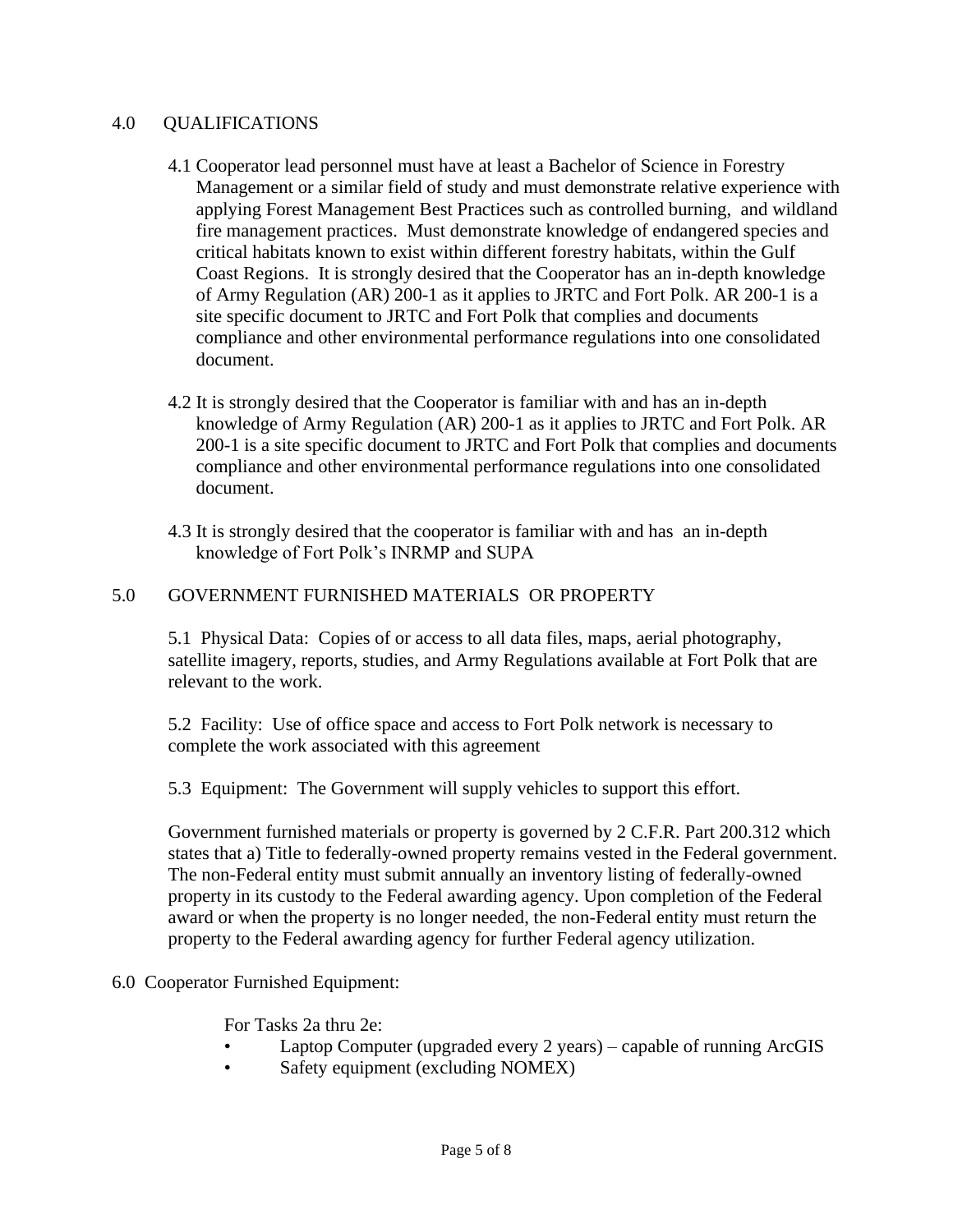## 4.0 QUALIFICATIONS

4.1 Cooperator lead personnel must have at least a Bachelor of Science in Forestry Management or a similar field of study and must demonstrate relative experience with applying Forest Management Best Practices such as controlled burning, and wildland fire management practices. Must demonstrate knowledge of endangered species and critical habitats known to exist within different forestry habitats, within the Gulf Coast Regions. It is strongly desired that the Cooperator has an in-depth knowledge of Army Regulation (AR) 200-1 as it applies to JRTC and Fort Polk. AR 200-1 is a site specific document to JRTC and Fort Polk that complies and documents compliance and other environmental performance regulations into one consolidated document.

4.2 It is strongly desired that the Cooperator is familiar with and has an in-depth knowledge of Army Regulation (AR) 200-1 as it applies to JRTC and Fort Polk. AR 200-1 is a site specific document to JRTC and Fort Polk that complies and documents compliance and other environmental performance regulations into one consolidated document.

4.3 It is strongly desired that the cooperator is familiar with and has an in-depth knowledge of Fort Polk's INRMP and SUPA

## 5.0 GOVERNMENT FURNISHED MATERIALS OR PROPERTY

5.1 Physical Data: Copies of or access to all data files, maps, aerial photography, satellite imagery, reports, studies, and Army Regulations available at Fort Polk that are relevant to the work.

5.2 Facility: Use of office space and access to Fort Polk network is necessary to complete the work associated with this agreement

5.3 Equipment: The Government will supply vehicles to support this effort.

Government furnished materials or property is governed by 2 C.F.R. Part 200.312 which states that a) Title to federally-owned property remains vested in the Federal government. The non-Federal entity must submit annually an inventory listing of federally-owned property in its custody to the Federal awarding agency. Upon completion of the Federal award or when the property is no longer needed, the non-Federal entity must return the property to the Federal awarding agency for further Federal agency utilization.

## 6.0 Cooperator Furnished Equipment:

For Tasks 2a thru 2e:

- Laptop Computer (upgraded every 2 years) – capable of running ArcGIS
- Safety equipment (excluding NOMEX)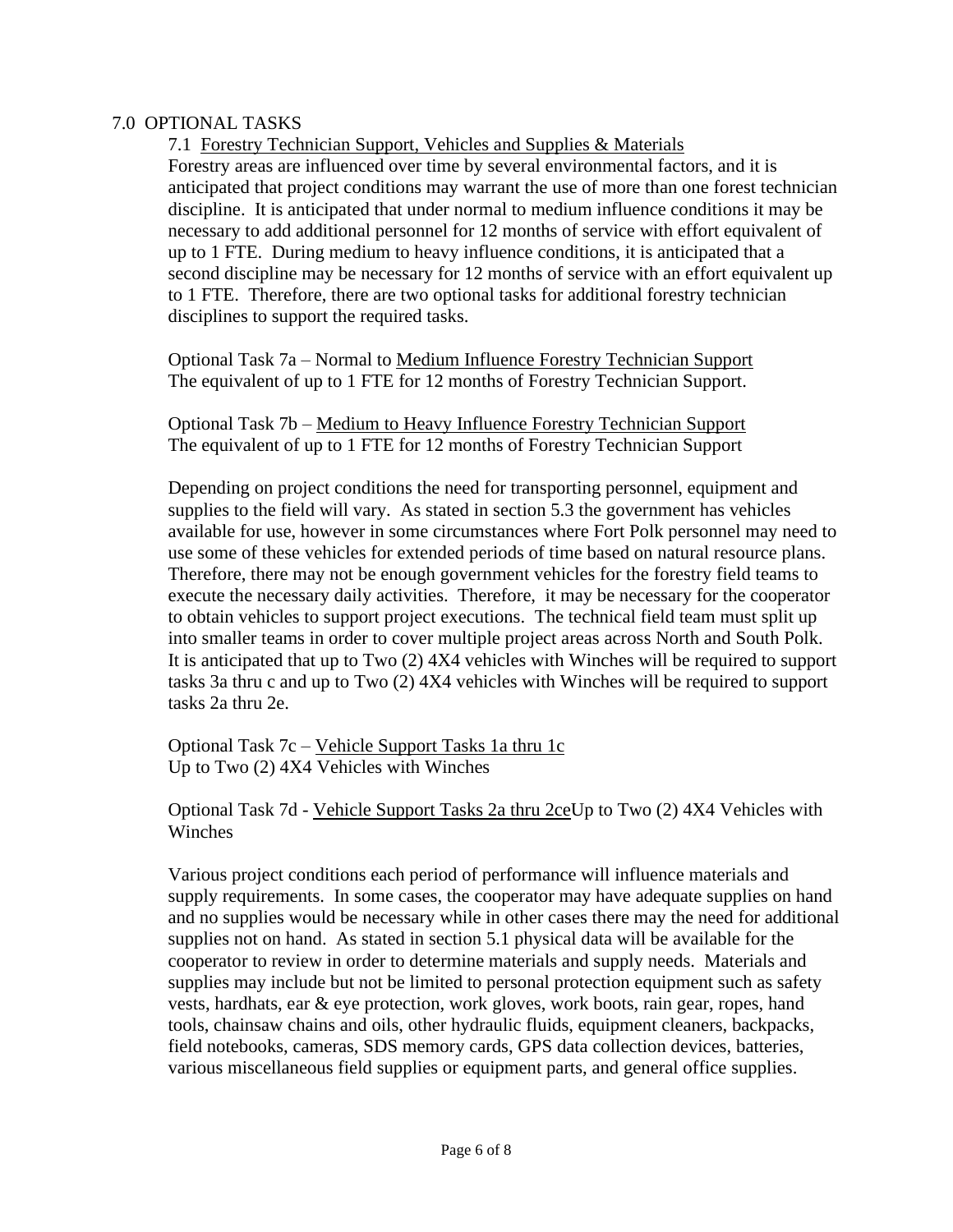## 7.0 OPTIONAL TASKS

### 7.1 Forestry Technician Support, Vehicles and Supplies & Materials

Forestry areas are influenced over time by several environmental factors, and it is anticipated that project conditions may warrant the use of more than one forest technician discipline. It is anticipated that under normal to medium influence conditions it may be necessary to add additional personnel for 12 months of service with effort equivalent of up to 1 FTE. During medium to heavy influence conditions, it is anticipated that a second discipline may be necessary for 12 months of service with an effort equivalent up to 1 FTE. Therefore, there are two optional tasks for additional forestry technician disciplines to support the required tasks.

Optional Task 7a – Normal to Medium Influence Forestry Technician Support
The equivalent of up to 1 FTE for 12 months of Forestry Technician Support.

Optional Task 7b – Medium to Heavy Influence Forestry Technician Support
The equivalent of up to 1 FTE for 12 months of Forestry Technician Support

Depending on project conditions the need for transporting personnel, equipment and supplies to the field will vary. As stated in section 5.3 the government has vehicles available for use, however in some circumstances where Fort Polk personnel may need to use some of these vehicles for extended periods of time based on natural resource plans. Therefore, there may not be enough government vehicles for the forestry field teams to execute the necessary daily activities. Therefore, it may be necessary for the cooperator to obtain vehicles to support project executions. The technical field team must split up into smaller teams in order to cover multiple project areas across North and South Polk. It is anticipated that up to Two (2) 4X4 vehicles with Winches will be required to support tasks 3a thru c and up to Two (2) 4X4 vehicles with Winches will be required to support tasks 2a thru 2e.

Optional Task 7c – Vehicle Support Tasks 1a thru 1c
Up to Two (2) 4X4 Vehicles with Winches

Optional Task 7d - Vehicle Support Tasks 2a thru 2ceUp to Two (2) 4X4 Vehicles with Winches

Various project conditions each period of performance will influence materials and supply requirements. In some cases, the cooperator may have adequate supplies on hand and no supplies would be necessary while in other cases there may the need for additional supplies not on hand. As stated in section 5.1 physical data will be available for the cooperator to review in order to determine materials and supply needs. Materials and supplies may include but not be limited to personal protection equipment such as safety vests, hardhats, ear & eye protection, work gloves, work boots, rain gear, ropes, hand tools, chainsaw chains and oils, other hydraulic fluids, equipment cleaners, backpacks, field notebooks, cameras, SDS memory cards, GPS data collection devices, batteries, various miscellaneous field supplies or equipment parts, and general office supplies.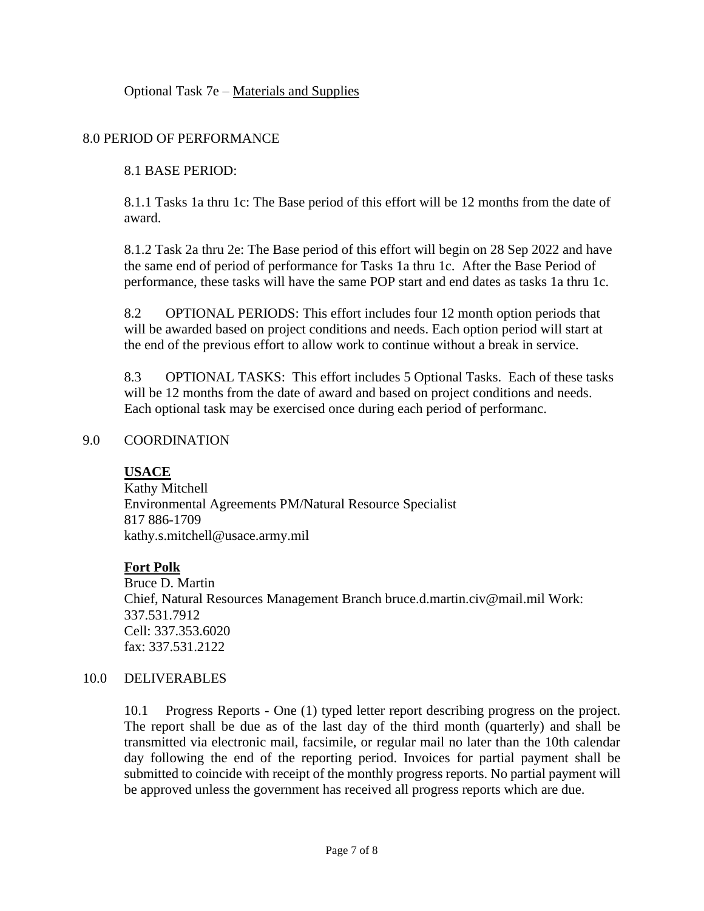Optional Task 7e – Materials and Supplies

## 8.0 PERIOD OF PERFORMANCE

### 8.1 BASE PERIOD:

8.1.1 Tasks 1a thru 1c: The Base period of this effort will be 12 months from the date of award.

8.1.2 Task 2a thru 2e: The Base period of this effort will begin on 28 Sep 2022 and have the same end of period of performance for Tasks 1a thru 1c. After the Base Period of performance, these tasks will have the same POP start and end dates as tasks 1a thru 1c.

8.2 OPTIONAL PERIODS: This effort includes four 12 month option periods that will be awarded based on project conditions and needs. Each option period will start at the end of the previous effort to allow work to continue without a break in service.

8.3 OPTIONAL TASKS: This effort includes 5 Optional Tasks. Each of these tasks will be 12 months from the date of award and based on project conditions and needs. Each optional task may be exercised once during each period of performanc.

## 9.0 COORDINATION

**USACE**
Kathy Mitchell
Environmental Agreements PM/Natural Resource Specialist
817 886-1709
kathy.s.mitchell@usace.army.mil

**Fort Polk**
Bruce D. Martin
Chief, Natural Resources Management Branch bruce.d.martin.civ@mail.mil Work: 337.531.7912
Cell: 337.353.6020
fax: 337.531.2122

## 10.0 DELIVERABLES

10.1 Progress Reports - One (1) typed letter report describing progress on the project. The report shall be due as of the last day of the third month (quarterly) and shall be transmitted via electronic mail, facsimile, or regular mail no later than the 10th calendar day following the end of the reporting period. Invoices for partial payment shall be submitted to coincide with receipt of the monthly progress reports. No partial payment will be approved unless the government has received all progress reports which are due.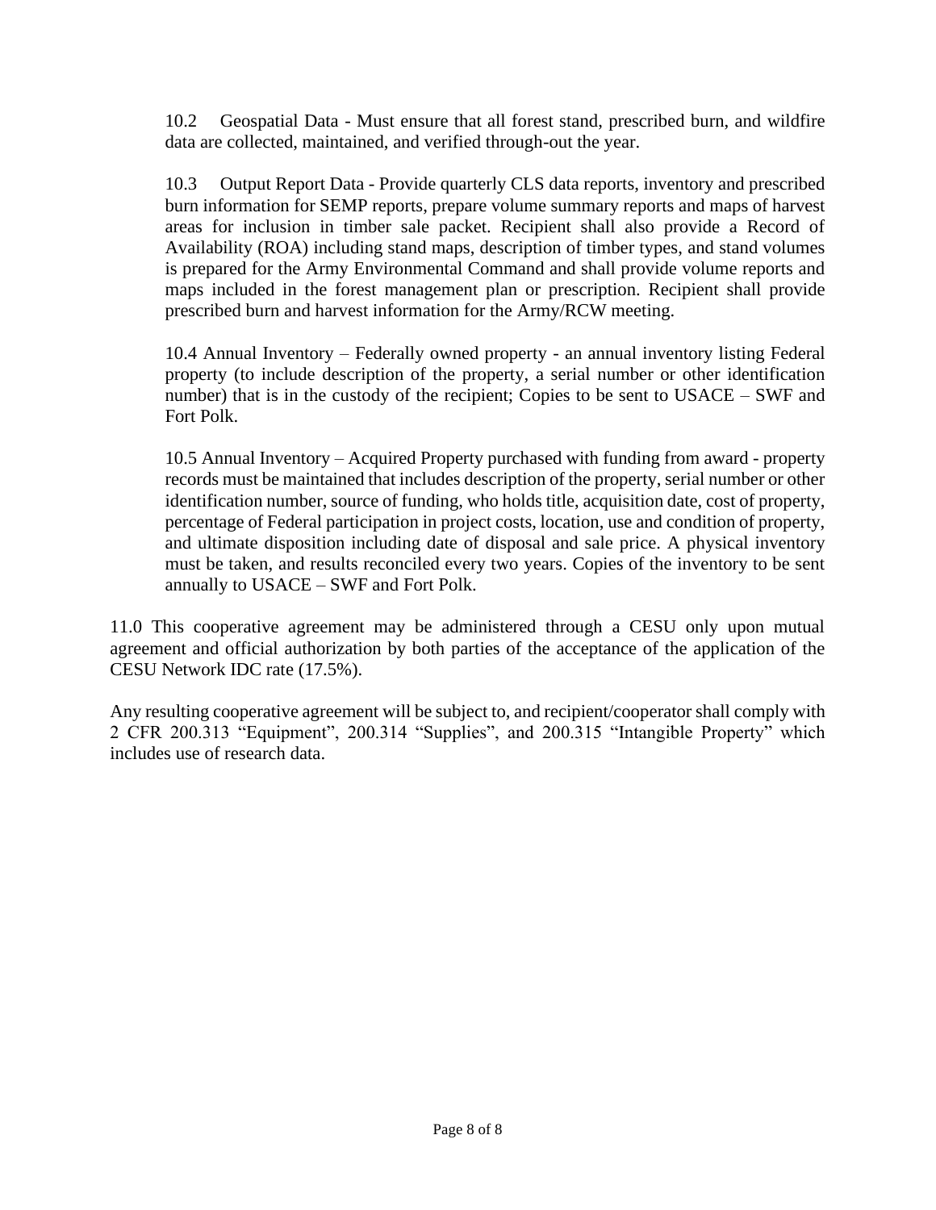10.2 Geospatial Data - Must ensure that all forest stand, prescribed burn, and wildfire data are collected, maintained, and verified through-out the year.

10.3 Output Report Data - Provide quarterly CLS data reports, inventory and prescribed burn information for SEMP reports, prepare volume summary reports and maps of harvest areas for inclusion in timber sale packet. Recipient shall also provide a Record of Availability (ROA) including stand maps, description of timber types, and stand volumes is prepared for the Army Environmental Command and shall provide volume reports and maps included in the forest management plan or prescription. Recipient shall provide prescribed burn and harvest information for the Army/RCW meeting.

10.4 Annual Inventory – Federally owned property - an annual inventory listing Federal property (to include description of the property, a serial number or other identification number) that is in the custody of the recipient; Copies to be sent to USACE – SWF and Fort Polk.

10.5 Annual Inventory – Acquired Property purchased with funding from award - property records must be maintained that includes description of the property, serial number or other identification number, source of funding, who holds title, acquisition date, cost of property, percentage of Federal participation in project costs, location, use and condition of property, and ultimate disposition including date of disposal and sale price. A physical inventory must be taken, and results reconciled every two years. Copies of the inventory to be sent annually to USACE – SWF and Fort Polk.

11.0 This cooperative agreement may be administered through a CESU only upon mutual agreement and official authorization by both parties of the acceptance of the application of the CESU Network IDC rate (17.5%).

Any resulting cooperative agreement will be subject to, and recipient/cooperator shall comply with 2 CFR 200.313 "Equipment", 200.314 "Supplies", and 200.315 "Intangible Property" which includes use of research data.